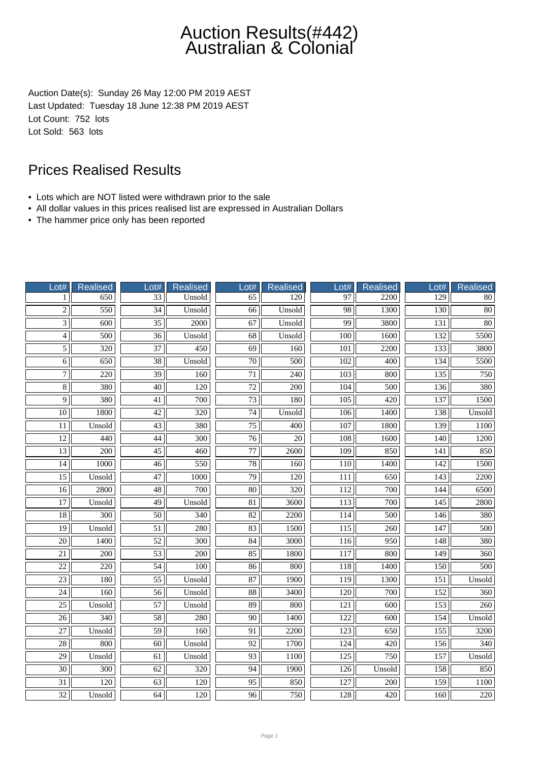# Auction Results(#442) Australian & Colonial

Auction Date(s): Sunday 26 May 12:00 PM 2019 AEST
Last Updated: Tuesday 18 June 12:38 PM 2019 AEST
Lot Count: 752 lots
Lot Sold: 563 lots

## Prices Realised Results

- Lots which are NOT listed were withdrawn prior to the sale
- All dollar values in this prices realised list are expressed in Australian Dollars
- The hammer price only has been reported

| Lot# | Realised | Lot# | Realised | Lot# | Realised | Lot# | Realised | Lot# | Realised |
|---|---|---|---|---|---|---|---|---|---|
| 1 | 650 | 33 | Unsold | 65 | 120 | 97 | 2200 | 129 | 80 |
| 2 | 550 | 34 | Unsold | 66 | Unsold | 98 | 1300 | 130 | 80 |
| 3 | 600 | 35 | 2000 | 67 | Unsold | 99 | 3800 | 131 | 80 |
| 4 | 500 | 36 | Unsold | 68 | Unsold | 100 | 1600 | 132 | 5500 |
| 5 | 320 | 37 | 450 | 69 | 160 | 101 | 2200 | 133 | 3800 |
| 6 | 650 | 38 | Unsold | 70 | 500 | 102 | 400 | 134 | 5500 |
| 7 | 220 | 39 | 160 | 71 | 240 | 103 | 800 | 135 | 750 |
| 8 | 380 | 40 | 120 | 72 | 200 | 104 | 500 | 136 | 380 |
| 9 | 380 | 41 | 700 | 73 | 180 | 105 | 420 | 137 | 1500 |
| 10 | 1800 | 42 | 320 | 74 | Unsold | 106 | 1400 | 138 | Unsold |
| 11 | Unsold | 43 | 380 | 75 | 400 | 107 | 1800 | 139 | 1100 |
| 12 | 440 | 44 | 300 | 76 | 20 | 108 | 1600 | 140 | 1200 |
| 13 | 200 | 45 | 460 | 77 | 2600 | 109 | 850 | 141 | 850 |
| 14 | 1000 | 46 | 550 | 78 | 160 | 110 | 1400 | 142 | 1500 |
| 15 | Unsold | 47 | 1000 | 79 | 120 | 111 | 650 | 143 | 2200 |
| 16 | 2800 | 48 | 700 | 80 | 320 | 112 | 700 | 144 | 6500 |
| 17 | Unsold | 49 | Unsold | 81 | 3600 | 113 | 700 | 145 | 2800 |
| 18 | 300 | 50 | 340 | 82 | 2200 | 114 | 500 | 146 | 380 |
| 19 | Unsold | 51 | 280 | 83 | 1500 | 115 | 260 | 147 | 500 |
| 20 | 1400 | 52 | 300 | 84 | 3000 | 116 | 950 | 148 | 380 |
| 21 | 200 | 53 | 200 | 85 | 1800 | 117 | 800 | 149 | 360 |
| 22 | 220 | 54 | 100 | 86 | 800 | 118 | 1400 | 150 | 500 |
| 23 | 180 | 55 | Unsold | 87 | 1900 | 119 | 1300 | 151 | Unsold |
| 24 | 160 | 56 | Unsold | 88 | 3400 | 120 | 700 | 152 | 360 |
| 25 | Unsold | 57 | Unsold | 89 | 800 | 121 | 600 | 153 | 260 |
| 26 | 340 | 58 | 280 | 90 | 1400 | 122 | 600 | 154 | Unsold |
| 27 | Unsold | 59 | 160 | 91 | 2200 | 123 | 650 | 155 | 3200 |
| 28 | 800 | 60 | Unsold | 92 | 1700 | 124 | 420 | 156 | 340 |
| 29 | Unsold | 61 | Unsold | 93 | 1100 | 125 | 750 | 157 | Unsold |
| 30 | 300 | 62 | 320 | 94 | 1900 | 126 | Unsold | 158 | 850 |
| 31 | 120 | 63 | 120 | 95 | 850 | 127 | 200 | 159 | 1100 |
| 32 | Unsold | 64 | 120 | 96 | 750 | 128 | 420 | 160 | 220 |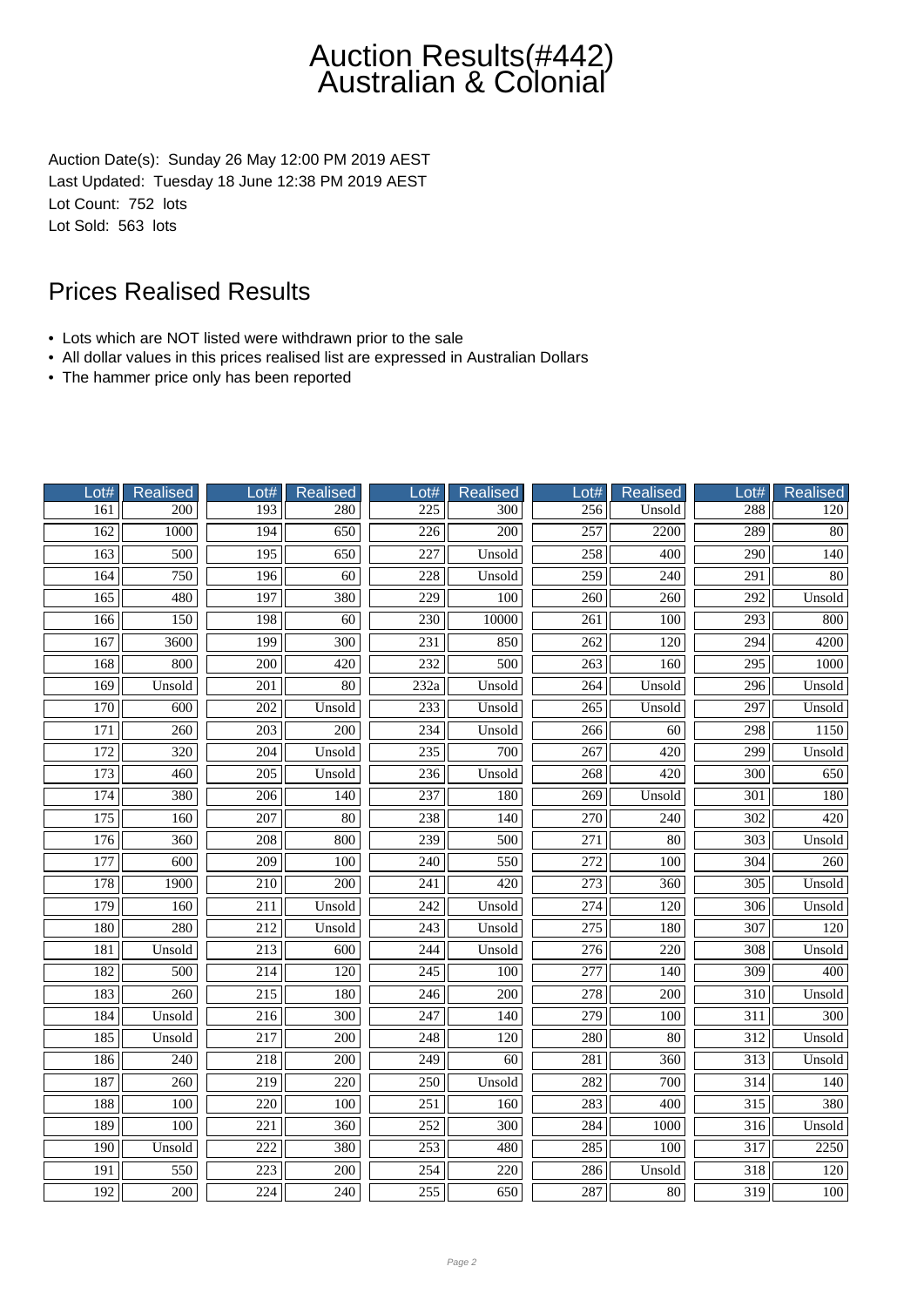# Auction Results(#442)
# Australian & Colonial

Auction Date(s): Sunday 26 May 12:00 PM 2019 AEST
Last Updated: Tuesday 18 June 12:38 PM 2019 AEST
Lot Count: 752 lots
Lot Sold: 563 lots

## Prices Realised Results

- Lots which are NOT listed were withdrawn prior to the sale
- All dollar values in this prices realised list are expressed in Australian Dollars
- The hammer price only has been reported

| Lot# | Realised | Lot# | Realised | Lot# | Realised | Lot# | Realised | Lot# | Realised |
|---|---|---|---|---|---|---|---|---|---|
| 161 | 200 | 193 | 280 | 225 | 300 | 256 | Unsold | 288 | 120 |
| 162 | 1000 | 194 | 650 | 226 | 200 | 257 | 2200 | 289 | 80 |
| 163 | 500 | 195 | 650 | 227 | Unsold | 258 | 400 | 290 | 140 |
| 164 | 750 | 196 | 60 | 228 | Unsold | 259 | 240 | 291 | 80 |
| 165 | 480 | 197 | 380 | 229 | 100 | 260 | 260 | 292 | Unsold |
| 166 | 150 | 198 | 60 | 230 | 10000 | 261 | 100 | 293 | 800 |
| 167 | 3600 | 199 | 300 | 231 | 850 | 262 | 120 | 294 | 4200 |
| 168 | 800 | 200 | 420 | 232 | 500 | 263 | 160 | 295 | 1000 |
| 169 | Unsold | 201 | 80 | 232a | Unsold | 264 | Unsold | 296 | Unsold |
| 170 | 600 | 202 | Unsold | 233 | Unsold | 265 | Unsold | 297 | Unsold |
| 171 | 260 | 203 | 200 | 234 | Unsold | 266 | 60 | 298 | 1150 |
| 172 | 320 | 204 | Unsold | 235 | 700 | 267 | 420 | 299 | Unsold |
| 173 | 460 | 205 | Unsold | 236 | Unsold | 268 | 420 | 300 | 650 |
| 174 | 380 | 206 | 140 | 237 | 180 | 269 | Unsold | 301 | 180 |
| 175 | 160 | 207 | 80 | 238 | 140 | 270 | 240 | 302 | 420 |
| 176 | 360 | 208 | 800 | 239 | 500 | 271 | 80 | 303 | Unsold |
| 177 | 600 | 209 | 100 | 240 | 550 | 272 | 100 | 304 | 260 |
| 178 | 1900 | 210 | 200 | 241 | 420 | 273 | 360 | 305 | Unsold |
| 179 | 160 | 211 | Unsold | 242 | Unsold | 274 | 120 | 306 | Unsold |
| 180 | 280 | 212 | Unsold | 243 | Unsold | 275 | 180 | 307 | 120 |
| 181 | Unsold | 213 | 600 | 244 | Unsold | 276 | 220 | 308 | Unsold |
| 182 | 500 | 214 | 120 | 245 | 100 | 277 | 140 | 309 | 400 |
| 183 | 260 | 215 | 180 | 246 | 200 | 278 | 200 | 310 | Unsold |
| 184 | Unsold | 216 | 300 | 247 | 140 | 279 | 100 | 311 | 300 |
| 185 | Unsold | 217 | 200 | 248 | 120 | 280 | 80 | 312 | Unsold |
| 186 | 240 | 218 | 200 | 249 | 60 | 281 | 360 | 313 | Unsold |
| 187 | 260 | 219 | 220 | 250 | Unsold | 282 | 700 | 314 | 140 |
| 188 | 100 | 220 | 100 | 251 | 160 | 283 | 400 | 315 | 380 |
| 189 | 100 | 221 | 360 | 252 | 300 | 284 | 1000 | 316 | Unsold |
| 190 | Unsold | 222 | 380 | 253 | 480 | 285 | 100 | 317 | 2250 |
| 191 | 550 | 223 | 200 | 254 | 220 | 286 | Unsold | 318 | 120 |
| 192 | 200 | 224 | 240 | 255 | 650 | 287 | 80 | 319 | 100 |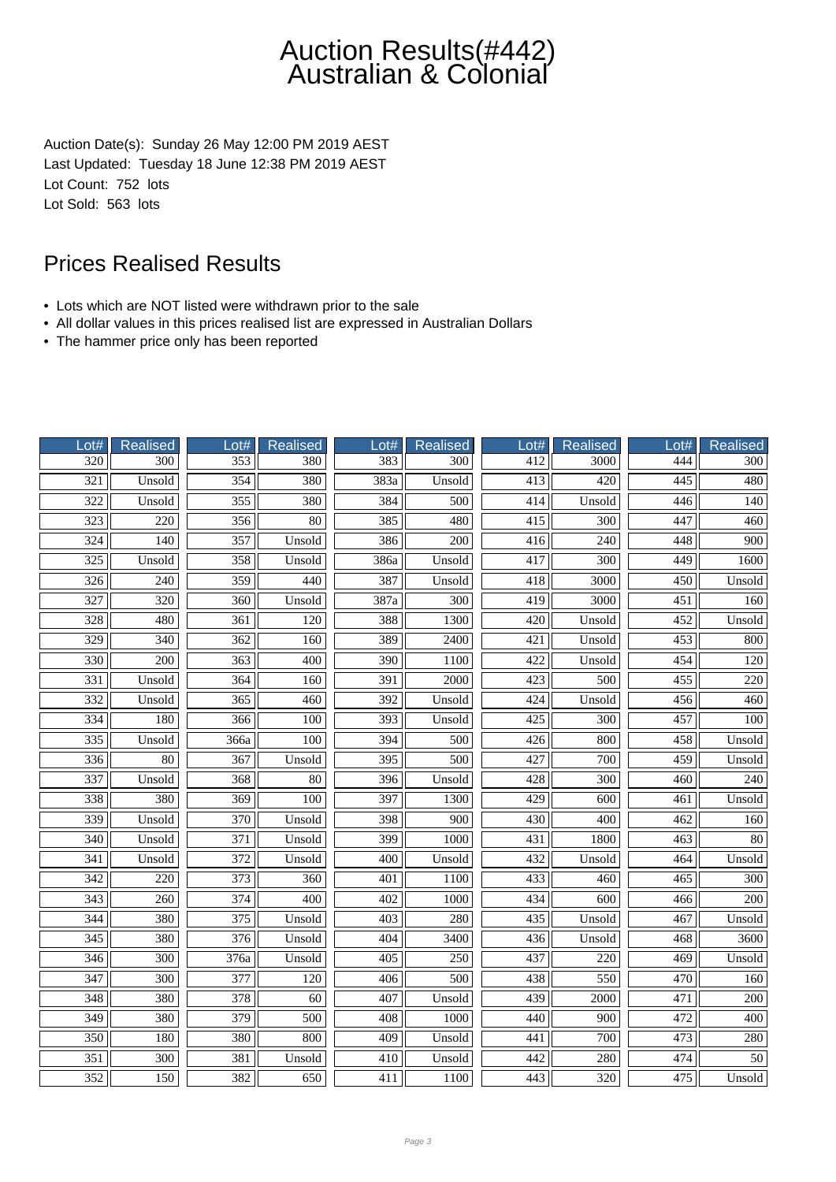# Auction Results(#442)
# Australian & Colonial

Auction Date(s): Sunday 26 May 12:00 PM 2019 AEST
Last Updated: Tuesday 18 June 12:38 PM 2019 AEST
Lot Count: 752 lots
Lot Sold: 563 lots

## Prices Realised Results

- Lots which are NOT listed were withdrawn prior to the sale
- All dollar values in this prices realised list are expressed in Australian Dollars
- The hammer price only has been reported

| Lot# | Realised | Lot# | Realised | Lot# | Realised | Lot# | Realised | Lot# | Realised |
|---|---|---|---|---|---|---|---|---|---|
| 320 | 300 | 353 | 380 | 383 | 300 | 412 | 3000 | 444 | 300 |
| 321 | Unsold | 354 | 380 | 383a | Unsold | 413 | 420 | 445 | 480 |
| 322 | Unsold | 355 | 380 | 384 | 500 | 414 | Unsold | 446 | 140 |
| 323 | 220 | 356 | 80 | 385 | 480 | 415 | 300 | 447 | 460 |
| 324 | 140 | 357 | Unsold | 386 | 200 | 416 | 240 | 448 | 900 |
| 325 | Unsold | 358 | Unsold | 386a | Unsold | 417 | 300 | 449 | 1600 |
| 326 | 240 | 359 | 440 | 387 | Unsold | 418 | 3000 | 450 | Unsold |
| 327 | 320 | 360 | Unsold | 387a | 300 | 419 | 3000 | 451 | 160 |
| 328 | 480 | 361 | 120 | 388 | 1300 | 420 | Unsold | 452 | Unsold |
| 329 | 340 | 362 | 160 | 389 | 2400 | 421 | Unsold | 453 | 800 |
| 330 | 200 | 363 | 400 | 390 | 1100 | 422 | Unsold | 454 | 120 |
| 331 | Unsold | 364 | 160 | 391 | 2000 | 423 | 500 | 455 | 220 |
| 332 | Unsold | 365 | 460 | 392 | Unsold | 424 | Unsold | 456 | 460 |
| 334 | 180 | 366 | 100 | 393 | Unsold | 425 | 300 | 457 | 100 |
| 335 | Unsold | 366a | 100 | 394 | 500 | 426 | 800 | 458 | Unsold |
| 336 | 80 | 367 | Unsold | 395 | 500 | 427 | 700 | 459 | Unsold |
| 337 | Unsold | 368 | 80 | 396 | Unsold | 428 | 300 | 460 | 240 |
| 338 | 380 | 369 | 100 | 397 | 1300 | 429 | 600 | 461 | Unsold |
| 339 | Unsold | 370 | Unsold | 398 | 900 | 430 | 400 | 462 | 160 |
| 340 | Unsold | 371 | Unsold | 399 | 1000 | 431 | 1800 | 463 | 80 |
| 341 | Unsold | 372 | Unsold | 400 | Unsold | 432 | Unsold | 464 | Unsold |
| 342 | 220 | 373 | 360 | 401 | 1100 | 433 | 460 | 465 | 300 |
| 343 | 260 | 374 | 400 | 402 | 1000 | 434 | 600 | 466 | 200 |
| 344 | 380 | 375 | Unsold | 403 | 280 | 435 | Unsold | 467 | Unsold |
| 345 | 380 | 376 | Unsold | 404 | 3400 | 436 | Unsold | 468 | 3600 |
| 346 | 300 | 376a | Unsold | 405 | 250 | 437 | 220 | 469 | Unsold |
| 347 | 300 | 377 | 120 | 406 | 500 | 438 | 550 | 470 | 160 |
| 348 | 380 | 378 | 60 | 407 | Unsold | 439 | 2000 | 471 | 200 |
| 349 | 380 | 379 | 500 | 408 | 1000 | 440 | 900 | 472 | 400 |
| 350 | 180 | 380 | 800 | 409 | Unsold | 441 | 700 | 473 | 280 |
| 351 | 300 | 381 | Unsold | 410 | Unsold | 442 | 280 | 474 | 50 |
| 352 | 150 | 382 | 650 | 411 | 1100 | 443 | 320 | 475 | Unsold |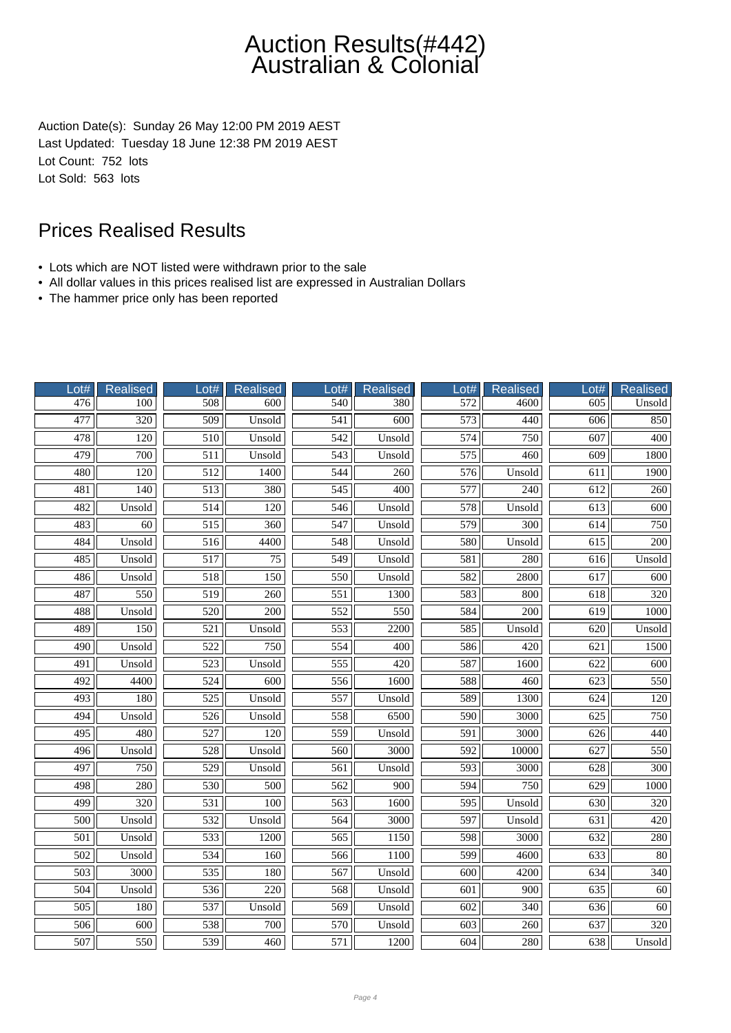# Auction Results(#442) Australian & Colonial

Auction Date(s): Sunday 26 May 12:00 PM 2019 AEST
Last Updated: Tuesday 18 June 12:38 PM 2019 AEST
Lot Count: 752 lots
Lot Sold: 563 lots

## Prices Realised Results

- Lots which are NOT listed were withdrawn prior to the sale
- All dollar values in this prices realised list are expressed in Australian Dollars
- The hammer price only has been reported

| Lot# | Realised | Lot# | Realised | Lot# | Realised | Lot# | Realised | Lot# | Realised |
|---|---|---|---|---|---|---|---|---|---|
| 476 | 100 | 508 | 600 | 540 | 380 | 572 | 4600 | 605 | Unsold |
| 477 | 320 | 509 | Unsold | 541 | 600 | 573 | 440 | 606 | 850 |
| 478 | 120 | 510 | Unsold | 542 | Unsold | 574 | 750 | 607 | 400 |
| 479 | 700 | 511 | Unsold | 543 | Unsold | 575 | 460 | 609 | 1800 |
| 480 | 120 | 512 | 1400 | 544 | 260 | 576 | Unsold | 611 | 1900 |
| 481 | 140 | 513 | 380 | 545 | 400 | 577 | 240 | 612 | 260 |
| 482 | Unsold | 514 | 120 | 546 | Unsold | 578 | Unsold | 613 | 600 |
| 483 | 60 | 515 | 360 | 547 | Unsold | 579 | 300 | 614 | 750 |
| 484 | Unsold | 516 | 4400 | 548 | Unsold | 580 | Unsold | 615 | 200 |
| 485 | Unsold | 517 | 75 | 549 | Unsold | 581 | 280 | 616 | Unsold |
| 486 | Unsold | 518 | 150 | 550 | Unsold | 582 | 2800 | 617 | 600 |
| 487 | 550 | 519 | 260 | 551 | 1300 | 583 | 800 | 618 | 320 |
| 488 | Unsold | 520 | 200 | 552 | 550 | 584 | 200 | 619 | 1000 |
| 489 | 150 | 521 | Unsold | 553 | 2200 | 585 | Unsold | 620 | Unsold |
| 490 | Unsold | 522 | 750 | 554 | 400 | 586 | 420 | 621 | 1500 |
| 491 | Unsold | 523 | Unsold | 555 | 420 | 587 | 1600 | 622 | 600 |
| 492 | 4400 | 524 | 600 | 556 | 1600 | 588 | 460 | 623 | 550 |
| 493 | 180 | 525 | Unsold | 557 | Unsold | 589 | 1300 | 624 | 120 |
| 494 | Unsold | 526 | Unsold | 558 | 6500 | 590 | 3000 | 625 | 750 |
| 495 | 480 | 527 | 120 | 559 | Unsold | 591 | 3000 | 626 | 440 |
| 496 | Unsold | 528 | Unsold | 560 | 3000 | 592 | 10000 | 627 | 550 |
| 497 | 750 | 529 | Unsold | 561 | Unsold | 593 | 3000 | 628 | 300 |
| 498 | 280 | 530 | 500 | 562 | 900 | 594 | 750 | 629 | 1000 |
| 499 | 320 | 531 | 100 | 563 | 1600 | 595 | Unsold | 630 | 320 |
| 500 | Unsold | 532 | Unsold | 564 | 3000 | 597 | Unsold | 631 | 420 |
| 501 | Unsold | 533 | 1200 | 565 | 1150 | 598 | 3000 | 632 | 280 |
| 502 | Unsold | 534 | 160 | 566 | 1100 | 599 | 4600 | 633 | 80 |
| 503 | 3000 | 535 | 180 | 567 | Unsold | 600 | 4200 | 634 | 340 |
| 504 | Unsold | 536 | 220 | 568 | Unsold | 601 | 900 | 635 | 60 |
| 505 | 180 | 537 | Unsold | 569 | Unsold | 602 | 340 | 636 | 60 |
| 506 | 600 | 538 | 700 | 570 | Unsold | 603 | 260 | 637 | 320 |
| 507 | 550 | 539 | 460 | 571 | 1200 | 604 | 280 | 638 | Unsold |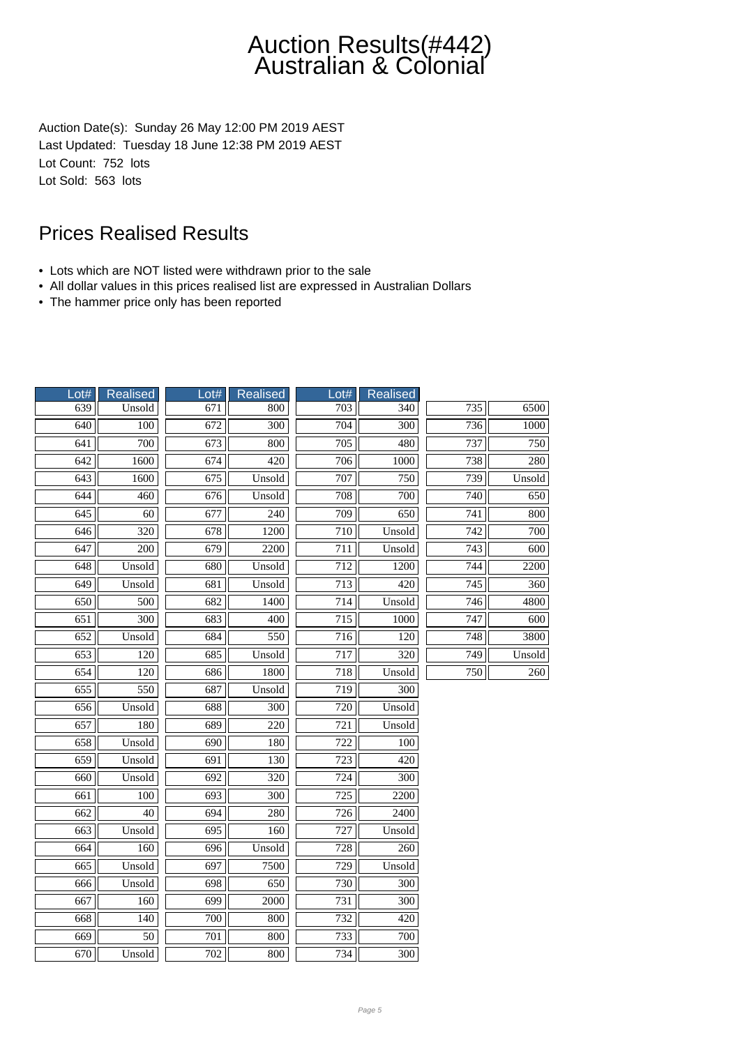# Auction Results(#442) Australian & Colonial

Auction Date(s): Sunday 26 May 12:00 PM 2019 AEST
Last Updated: Tuesday 18 June 12:38 PM 2019 AEST
Lot Count: 752 lots
Lot Sold: 563 lots

## Prices Realised Results

- Lots which are NOT listed were withdrawn prior to the sale
- All dollar values in this prices realised list are expressed in Australian Dollars
- The hammer price only has been reported

| Lot# | Realised | Lot# | Realised | Lot# | Realised | | |
|---|---|---|---|---|---|---|---|
| 639 | Unsold | 671 | 800 | 703 | 340 | 735 | 6500 |
| 640 | 100 | 672 | 300 | 704 | 300 | 736 | 1000 |
| 641 | 700 | 673 | 800 | 705 | 480 | 737 | 750 |
| 642 | 1600 | 674 | 420 | 706 | 1000 | 738 | 280 |
| 643 | 1600 | 675 | Unsold | 707 | 750 | 739 | Unsold |
| 644 | 460 | 676 | Unsold | 708 | 700 | 740 | 650 |
| 645 | 60 | 677 | 240 | 709 | 650 | 741 | 800 |
| 646 | 320 | 678 | 1200 | 710 | Unsold | 742 | 700 |
| 647 | 200 | 679 | 2200 | 711 | Unsold | 743 | 600 |
| 648 | Unsold | 680 | Unsold | 712 | 1200 | 744 | 2200 |
| 649 | Unsold | 681 | Unsold | 713 | 420 | 745 | 360 |
| 650 | 500 | 682 | 1400 | 714 | Unsold | 746 | 4800 |
| 651 | 300 | 683 | 400 | 715 | 1000 | 747 | 600 |
| 652 | Unsold | 684 | 550 | 716 | 120 | 748 | 3800 |
| 653 | 120 | 685 | Unsold | 717 | 320 | 749 | Unsold |
| 654 | 120 | 686 | 1800 | 718 | Unsold | 750 | 260 |
| 655 | 550 | 687 | Unsold | 719 | 300 | | |
| 656 | Unsold | 688 | 300 | 720 | Unsold | | |
| 657 | 180 | 689 | 220 | 721 | Unsold | | |
| 658 | Unsold | 690 | 180 | 722 | 100 | | |
| 659 | Unsold | 691 | 130 | 723 | 420 | | |
| 660 | Unsold | 692 | 320 | 724 | 300 | | |
| 661 | 100 | 693 | 300 | 725 | 2200 | | |
| 662 | 40 | 694 | 280 | 726 | 2400 | | |
| 663 | Unsold | 695 | 160 | 727 | Unsold | | |
| 664 | 160 | 696 | Unsold | 728 | 260 | | |
| 665 | Unsold | 697 | 7500 | 729 | Unsold | | |
| 666 | Unsold | 698 | 650 | 730 | 300 | | |
| 667 | 160 | 699 | 2000 | 731 | 300 | | |
| 668 | 140 | 700 | 800 | 732 | 420 | | |
| 669 | 50 | 701 | 800 | 733 | 700 | | |
| 670 | Unsold | 702 | 800 | 734 | 300 | | |